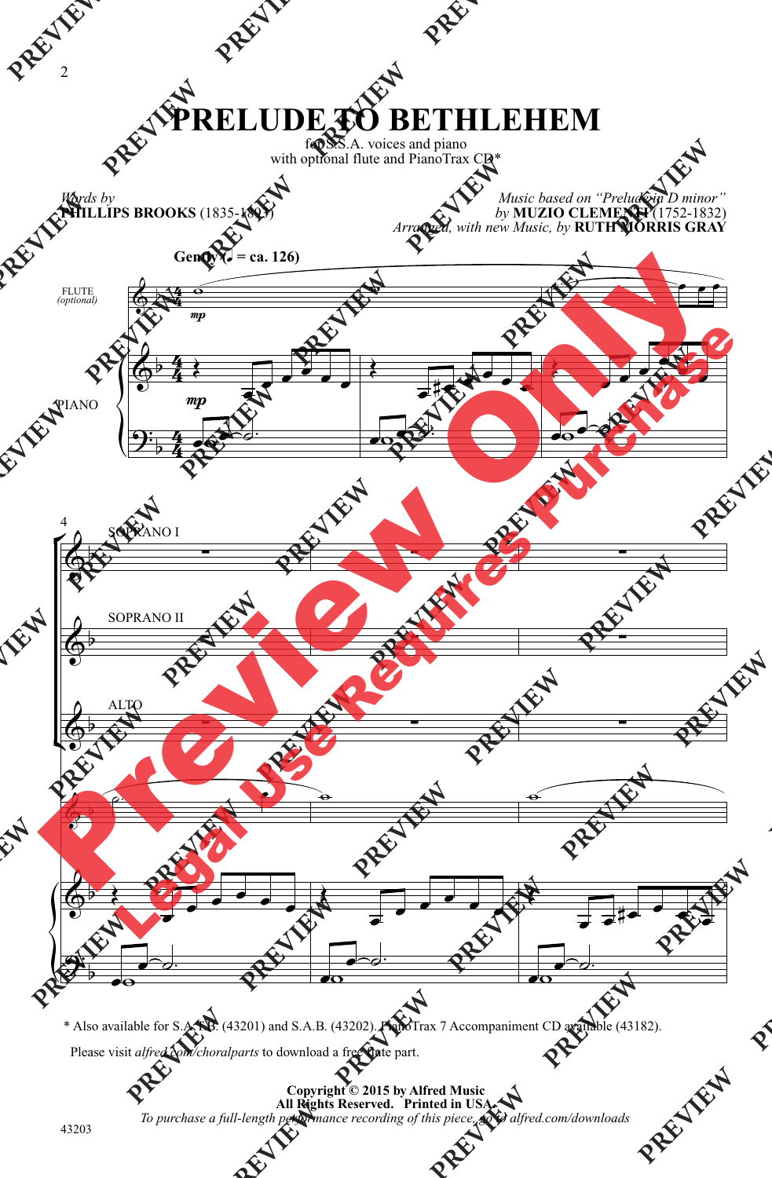# PRELUDE TO BETHLEHEM

for S.S.A. voices and piano
with optional flute and PianoTrax CD*

*Words by*
**PHILLIPS BROOKS** (1835-1893)

*Music based on "Prelude in D minor"*
*by* **MUZIO CLEMENTI** (1752-1832)
*Arranged, with new Music, by* **RUTH MORRIS GRAY**

**Gently (♩ = ca. 126)**

FLUTE *(optional)*

PIANO

SOPRANO I

SOPRANO II

ALTO

\* Also available for S.A.T.B. (43201) and S.A.B. (43202). PianoTrax 7 Accompaniment CD available (43182).

Please visit *alfred.com/choralparts* to download a free flute part.

**Copyright © 2015 by Alfred Music**
**All Rights Reserved. Printed in USA.**
*To purchase a full-length performance recording of this piece, go to alfred.com/downloads*

43203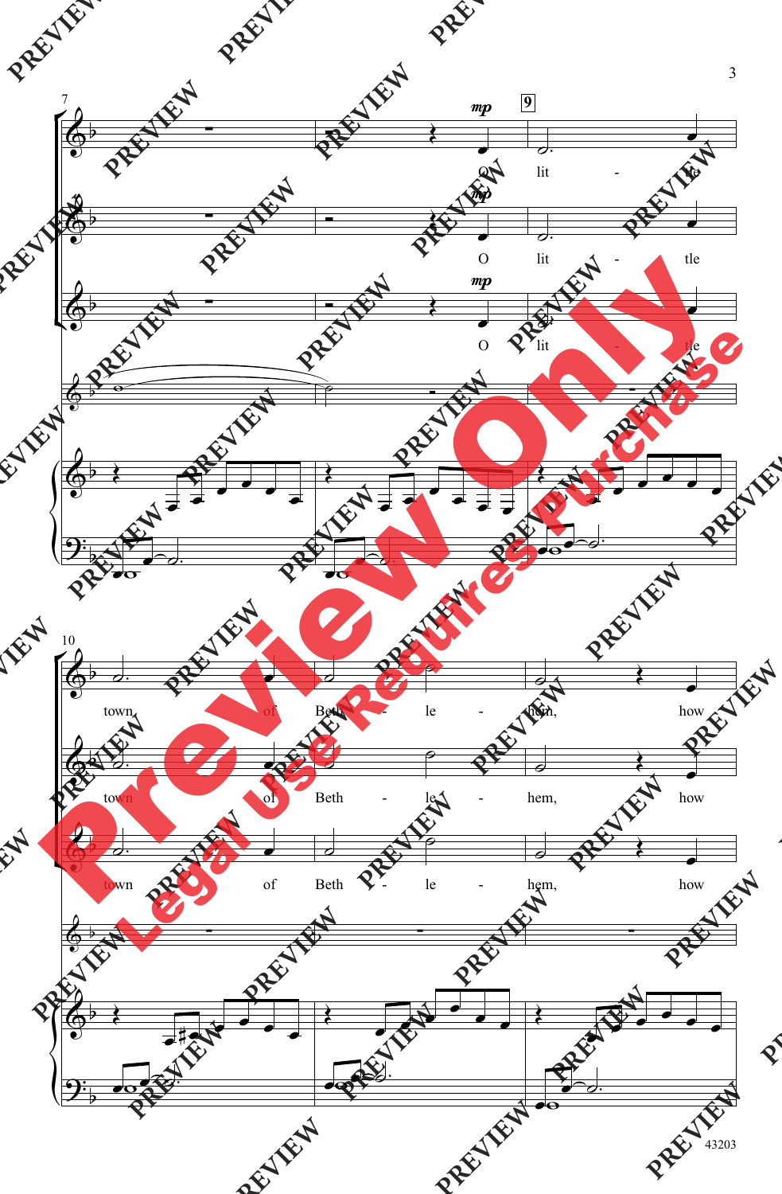7

*mp*

9

O lit - tle

*mp*

O lit - tle

*mp*

O lit - tle

10

town of Beth - le - hem, how

town of Beth - le - hem, how

town of Beth - le - hem, how

Preview Only

Legal Use Requires Purchase

43203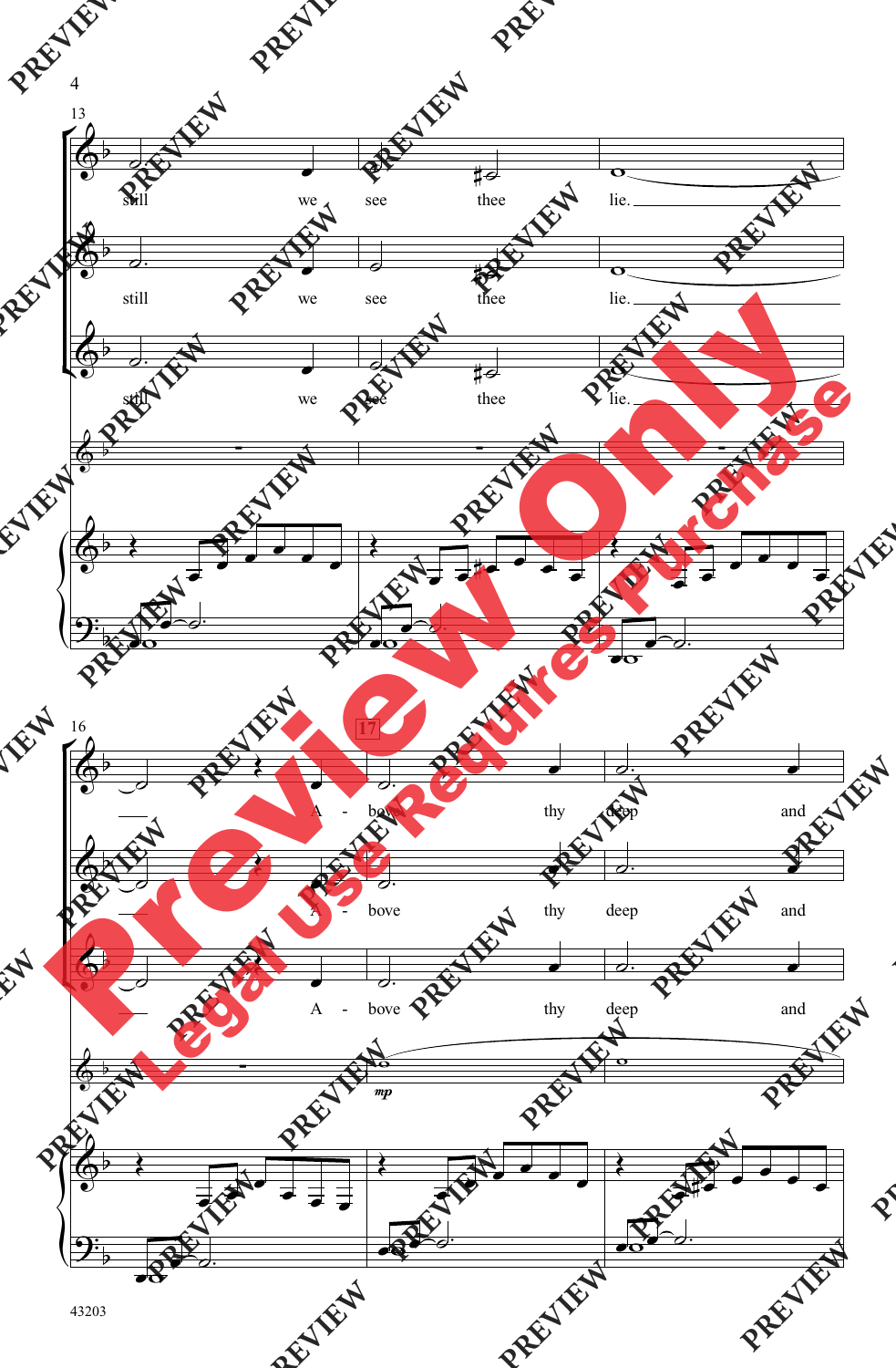still we see thee lie.

still we see thee lie.

still we see thee lie.

A - bove thy deep and

A - bove thy deep and

A - bove thy deep and

*mp*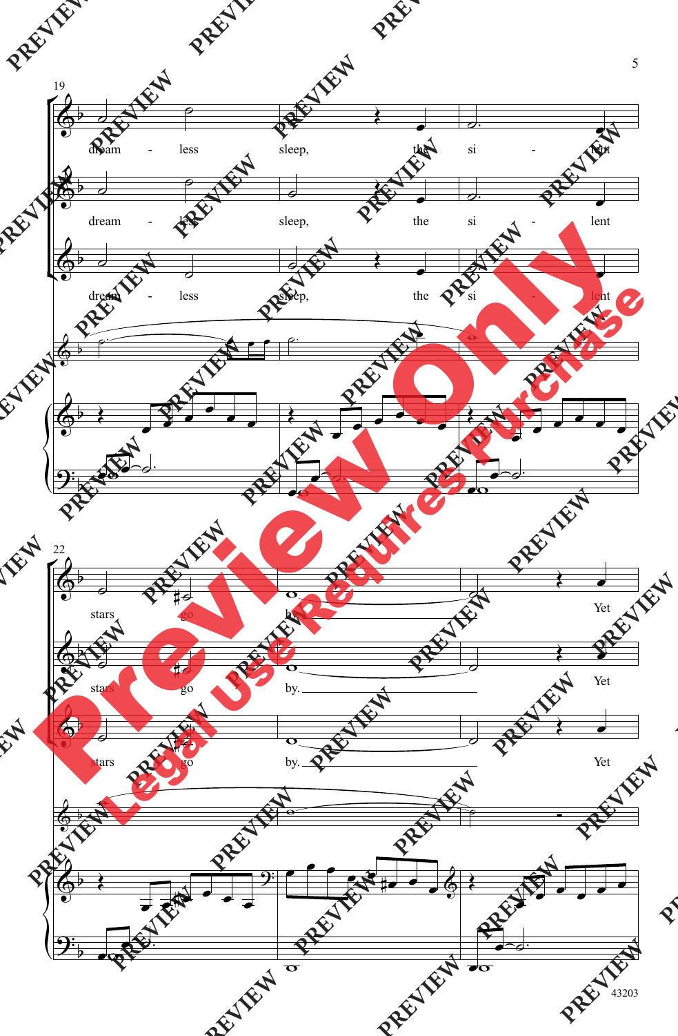19

dream - less sleep, the si - lent

dream - less sleep, the si - lent

dream - less sleep, the si - lent

22

stars go by.

Yet

stars go by.

Yet

stars go by.

Yet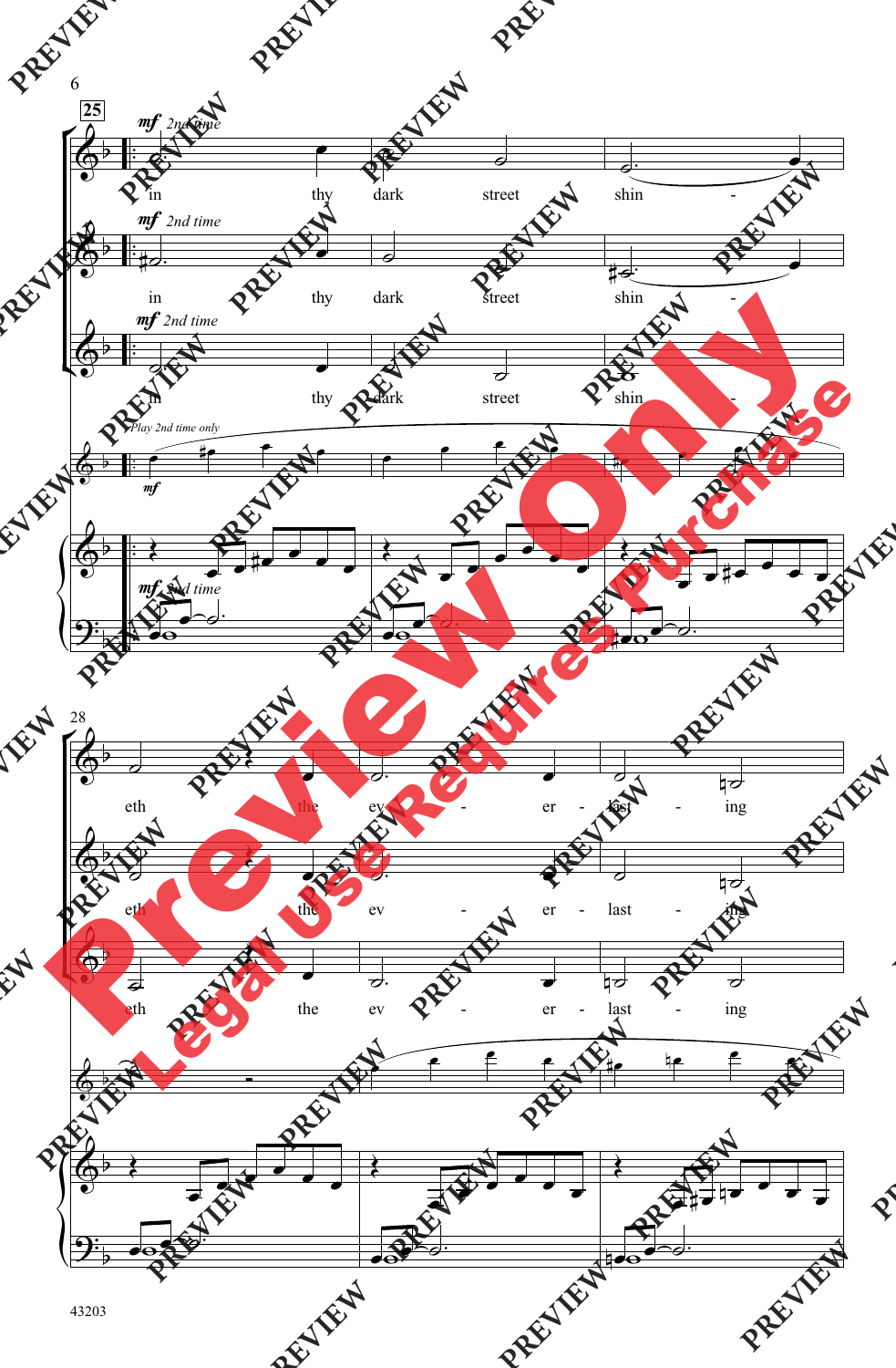25

*mf* *2nd time*

in thy dark street shin - eth the ev - er - last - ing

*Play 2nd time only*

28

43203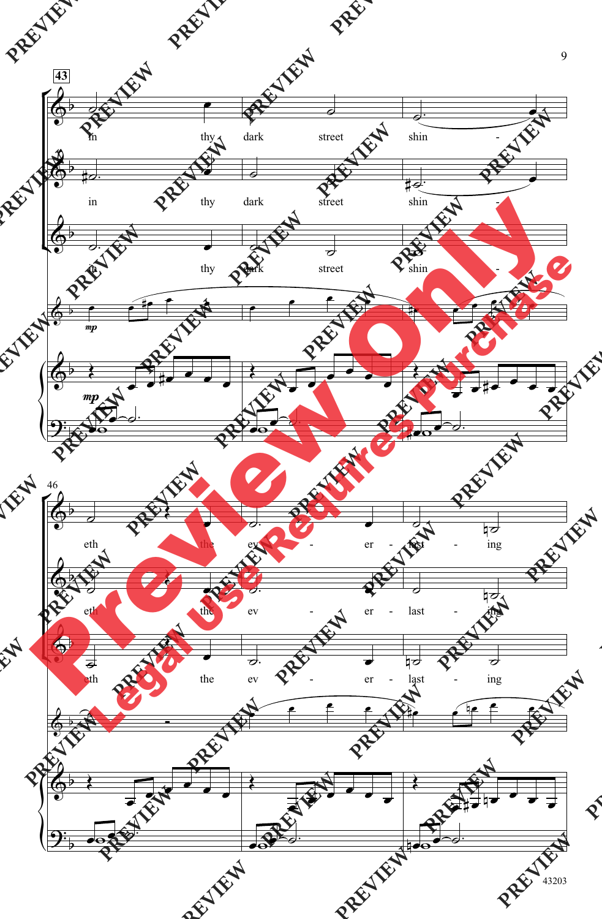43

in thy dark street shin -

in thy dark street shin -

in thy dark street shin -

*mp*

46

eth the ev - er - last - ing

eth the ev - er - last - ing

eth the ev - er - last - ing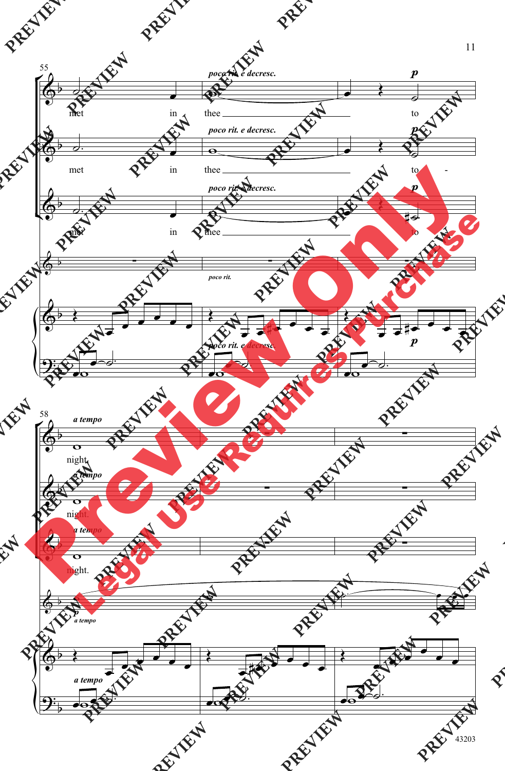55

*poco rit. e decresc.*

**p**

met in thee ____________ to

*poco rit. e decresc.*

**p**

met in thee ____________ to -

*poco rit. e decresc.*

**p**

met in thee ____________ to

*poco rit.*

*poco rit. e decresc.*

**p**

58

*a tempo*

night.

*a tempo*

night.

*a tempo*

night.

**p**

*a tempo*

*a tempo*